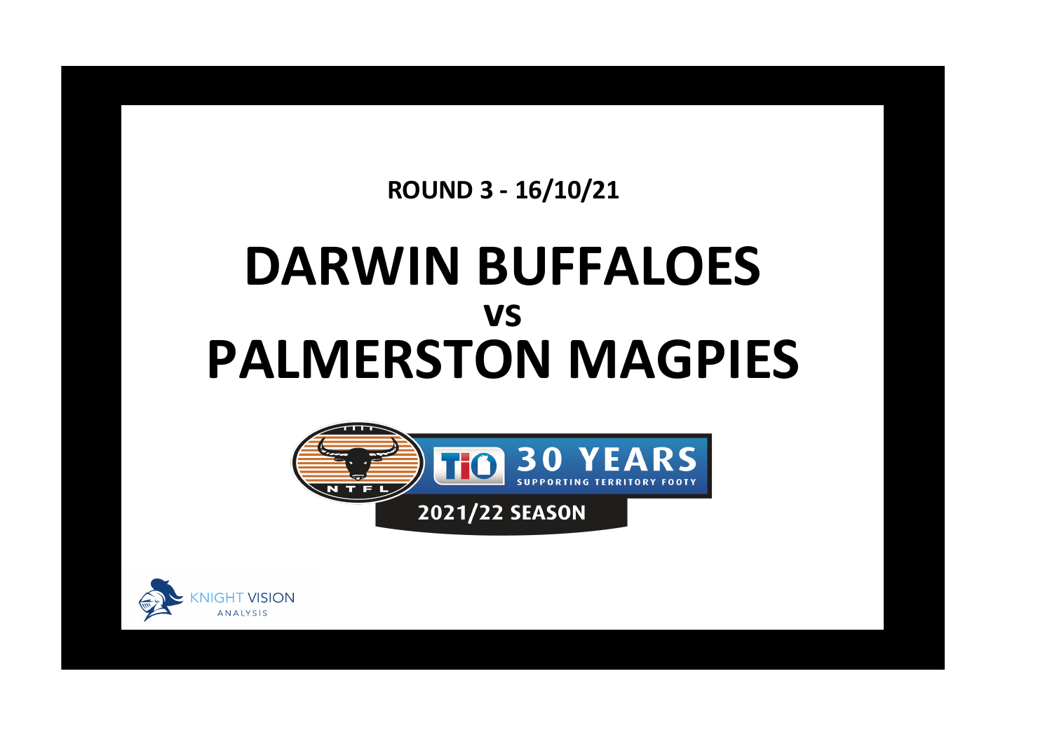**ROUND 3 - 16/10/21**

# DARWIN BUFFALOES
## vs
# PALMERSTON MAGPIES

NTFL

TIO 30 YEARS SUPPORTING TERRITORY FOOTY

2021/22 SEASON

KNIGHT VISION ANALYSIS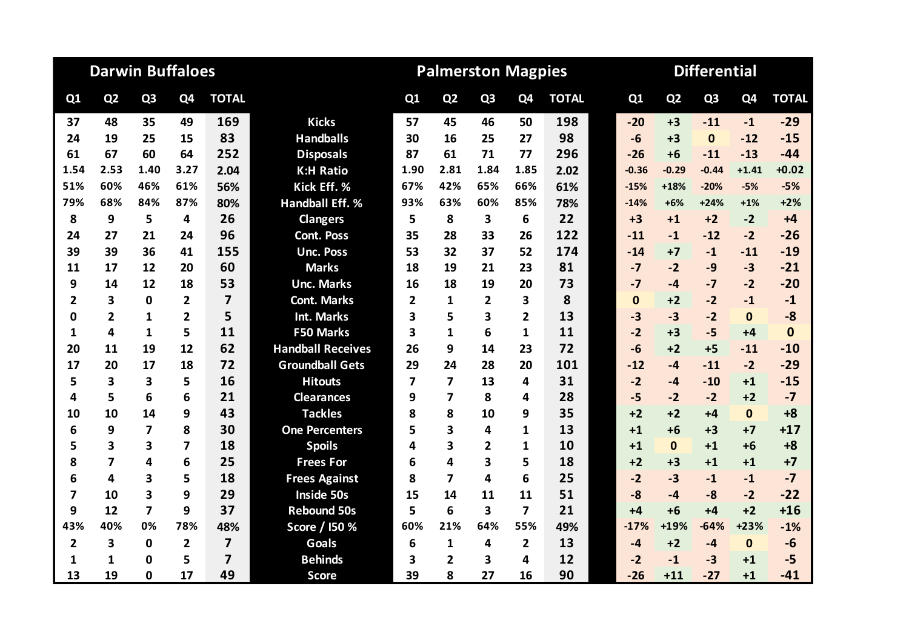| Darwin Buffaloes | | | | | | Palmerston Magpies | | | | | Differential | | | | |
|---|---|---|---|---|---|---|---|---|---|---|---|---|---|---|---|
| Q1 | Q2 | Q3 | Q4 | TOTAL | | Q1 | Q2 | Q3 | Q4 | TOTAL | Q1 | Q2 | Q3 | Q4 | TOTAL |
| 37 | 48 | 35 | 49 | 169 | Kicks | 57 | 45 | 46 | 50 | 198 | -20 | +3 | -11 | -1 | -29 |
| 24 | 19 | 25 | 15 | 83 | Handballs | 30 | 16 | 25 | 27 | 98 | -6 | +3 | 0 | -12 | -15 |
| 61 | 67 | 60 | 64 | 252 | Disposals | 87 | 61 | 71 | 77 | 296 | -26 | +6 | -11 | -13 | -44 |
| 1.54 | 2.53 | 1.40 | 3.27 | 2.04 | K:H Ratio | 1.90 | 2.81 | 1.84 | 1.85 | 2.02 | -0.36 | -0.29 | -0.44 | +1.41 | +0.02 |
| 51% | 60% | 46% | 61% | 56% | Kick Eff. % | 67% | 42% | 65% | 66% | 61% | -15% | +18% | -20% | -5% | -5% |
| 79% | 68% | 84% | 87% | 80% | Handball Eff. % | 93% | 63% | 60% | 85% | 78% | -14% | +6% | +24% | +1% | +2% |
| 8 | 9 | 5 | 4 | 26 | Clangers | 5 | 8 | 3 | 6 | 22 | +3 | +1 | +2 | -2 | +4 |
| 24 | 27 | 21 | 24 | 96 | Cont. Poss | 35 | 28 | 33 | 26 | 122 | -11 | -1 | -12 | -2 | -26 |
| 39 | 39 | 36 | 41 | 155 | Unc. Poss | 53 | 32 | 37 | 52 | 174 | -14 | +7 | -1 | -11 | -19 |
| 11 | 17 | 12 | 20 | 60 | Marks | 18 | 19 | 21 | 23 | 81 | -7 | -2 | -9 | -3 | -21 |
| 9 | 14 | 12 | 18 | 53 | Unc. Marks | 16 | 18 | 19 | 20 | 73 | -7 | -4 | -7 | -2 | -20 |
| 2 | 3 | 0 | 2 | 7 | Cont. Marks | 2 | 1 | 2 | 3 | 8 | 0 | +2 | -2 | -1 | -1 |
| 0 | 2 | 1 | 2 | 5 | Int. Marks | 3 | 5 | 3 | 2 | 13 | -3 | -3 | -2 | 0 | -8 |
| 1 | 4 | 1 | 5 | 11 | F50 Marks | 3 | 1 | 6 | 1 | 11 | -2 | +3 | -5 | +4 | 0 |
| 20 | 11 | 19 | 12 | 62 | Handball Receives | 26 | 9 | 14 | 23 | 72 | -6 | +2 | +5 | -11 | -10 |
| 17 | 20 | 17 | 18 | 72 | Groundball Gets | 29 | 24 | 28 | 20 | 101 | -12 | -4 | -11 | -2 | -29 |
| 5 | 3 | 3 | 5 | 16 | Hitouts | 7 | 7 | 13 | 4 | 31 | -2 | -4 | -10 | +1 | -15 |
| 4 | 5 | 6 | 6 | 21 | Clearances | 9 | 7 | 8 | 4 | 28 | -5 | -2 | -2 | +2 | -7 |
| 10 | 10 | 14 | 9 | 43 | Tackles | 8 | 8 | 10 | 9 | 35 | +2 | +2 | +4 | 0 | +8 |
| 6 | 9 | 7 | 8 | 30 | One Percenters | 5 | 3 | 4 | 1 | 13 | +1 | +6 | +3 | +7 | +17 |
| 5 | 3 | 3 | 7 | 18 | Spoils | 4 | 3 | 2 | 1 | 10 | +1 | 0 | +1 | +6 | +8 |
| 8 | 7 | 4 | 6 | 25 | Frees For | 6 | 4 | 3 | 5 | 18 | +2 | +3 | +1 | +1 | +7 |
| 6 | 4 | 3 | 5 | 18 | Frees Against | 8 | 7 | 4 | 6 | 25 | -2 | -3 | -1 | -1 | -7 |
| 7 | 10 | 3 | 9 | 29 | Inside 50s | 15 | 14 | 11 | 11 | 51 | -8 | -4 | -8 | -2 | -22 |
| 9 | 12 | 7 | 9 | 37 | Rebound 50s | 5 | 6 | 3 | 7 | 21 | +4 | +6 | +4 | +2 | +16 |
| 43% | 40% | 0% | 78% | 48% | Score / I50 % | 60% | 21% | 64% | 55% | 49% | -17% | +19% | -64% | +23% | -1% |
| 2 | 3 | 0 | 2 | 7 | Goals | 6 | 1 | 4 | 2 | 13 | -4 | +2 | -4 | 0 | -6 |
| 1 | 1 | 0 | 5 | 7 | Behinds | 3 | 2 | 3 | 4 | 12 | -2 | -1 | -3 | +1 | -5 |
| 13 | 19 | 0 | 17 | 49 | Score | 39 | 8 | 27 | 16 | 90 | -26 | +11 | -27 | +1 | -41 |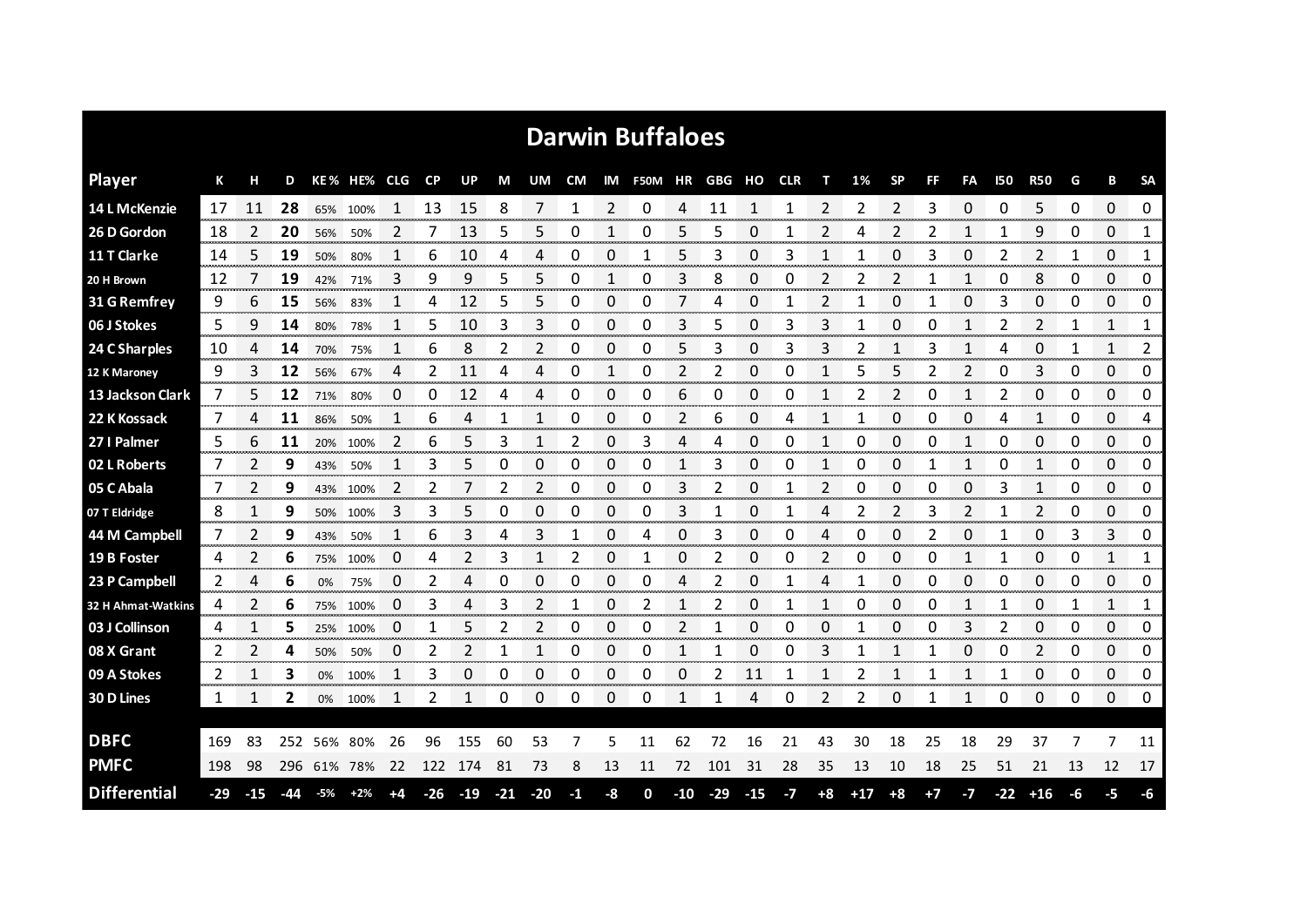## Darwin Buffaloes

| Player | K | H | D | KE % | HE% | CLG | CP | UP | M | UM | CM | IM | F50M | HR | GBG | HO | CLR | T | 1% | SP | FF | FA | I50 | R50 | G | B | SA |
|---|---|---|---|---|---|---|---|---|---|---|---|---|---|---|---|---|---|---|---|---|---|---|---|---|---|---|---|
| 14 L McKenzie | 17 | 11 | **28** | 65% | 100% | 1 | 13 | 15 | 8 | 7 | 1 | 2 | 0 | 4 | 11 | 1 | 1 | 2 | 2 | 2 | 3 | 0 | 0 | 5 | 0 | 0 | 0 |
| 26 D Gordon | 18 | 2 | **20** | 56% | 50% | 2 | 7 | 13 | 5 | 5 | 0 | 1 | 0 | 5 | 5 | 0 | 1 | 2 | 4 | 2 | 2 | 1 | 1 | 9 | 0 | 0 | 1 |
| 11 T Clarke | 14 | 5 | **19** | 50% | 80% | 1 | 6 | 10 | 4 | 4 | 0 | 0 | 1 | 5 | 3 | 0 | 3 | 1 | 1 | 0 | 3 | 0 | 2 | 2 | 1 | 0 | 1 |
| 20 H Brown | 12 | 7 | **19** | 42% | 71% | 3 | 9 | 9 | 5 | 5 | 0 | 1 | 0 | 3 | 8 | 0 | 0 | 2 | 2 | 2 | 1 | 1 | 0 | 8 | 0 | 0 | 0 |
| 31 G Remfrey | 9 | 6 | **15** | 56% | 83% | 1 | 4 | 12 | 5 | 5 | 0 | 0 | 0 | 7 | 4 | 0 | 1 | 2 | 1 | 0 | 1 | 0 | 3 | 0 | 0 | 0 | 0 |
| 06 J Stokes | 5 | 9 | **14** | 80% | 78% | 1 | 5 | 10 | 3 | 3 | 0 | 0 | 0 | 3 | 5 | 0 | 3 | 3 | 1 | 0 | 0 | 1 | 2 | 2 | 1 | 1 | 1 |
| 24 C Sharples | 10 | 4 | **14** | 70% | 75% | 1 | 6 | 8 | 2 | 2 | 0 | 0 | 0 | 5 | 3 | 0 | 3 | 3 | 2 | 1 | 3 | 1 | 4 | 0 | 1 | 1 | 2 |
| 12 K Maroney | 9 | 3 | **12** | 56% | 67% | 4 | 2 | 11 | 4 | 4 | 0 | 1 | 0 | 2 | 2 | 0 | 0 | 1 | 5 | 5 | 2 | 2 | 0 | 3 | 0 | 0 | 0 |
| 13 Jackson Clark | 7 | 5 | **12** | 71% | 80% | 0 | 0 | 12 | 4 | 4 | 0 | 0 | 0 | 6 | 0 | 0 | 0 | 1 | 2 | 2 | 0 | 1 | 2 | 0 | 0 | 0 | 0 |
| 22 K Kossack | 7 | 4 | **11** | 86% | 50% | 1 | 6 | 4 | 1 | 1 | 0 | 0 | 0 | 2 | 6 | 0 | 4 | 1 | 1 | 0 | 0 | 0 | 4 | 1 | 0 | 0 | 4 |
| 27 I Palmer | 5 | 6 | **11** | 20% | 100% | 2 | 6 | 5 | 3 | 1 | 2 | 0 | 3 | 4 | 4 | 0 | 0 | 1 | 0 | 0 | 0 | 1 | 0 | 0 | 0 | 0 | 0 |
| 02 L Roberts | 7 | 2 | **9** | 43% | 50% | 1 | 3 | 5 | 0 | 0 | 0 | 0 | 0 | 1 | 3 | 0 | 0 | 1 | 0 | 0 | 1 | 1 | 0 | 1 | 0 | 0 | 0 |
| 05 C Abala | 7 | 2 | **9** | 43% | 100% | 2 | 2 | 7 | 2 | 2 | 0 | 0 | 0 | 3 | 2 | 0 | 1 | 2 | 0 | 0 | 0 | 0 | 3 | 1 | 0 | 0 | 0 |
| 07 T Eldridge | 8 | 1 | **9** | 50% | 100% | 3 | 3 | 5 | 0 | 0 | 0 | 0 | 0 | 3 | 1 | 0 | 1 | 4 | 2 | 2 | 3 | 2 | 1 | 2 | 0 | 0 | 0 |
| 44 M Campbell | 7 | 2 | **9** | 43% | 50% | 1 | 6 | 3 | 4 | 3 | 1 | 0 | 4 | 0 | 3 | 0 | 0 | 4 | 0 | 0 | 2 | 0 | 1 | 0 | 3 | 3 | 0 |
| 19 B Foster | 4 | 2 | **6** | 75% | 100% | 0 | 4 | 2 | 3 | 1 | 2 | 0 | 1 | 0 | 2 | 0 | 0 | 2 | 0 | 0 | 0 | 1 | 1 | 0 | 0 | 1 | 1 |
| 23 P Campbell | 2 | 4 | **6** | 0% | 75% | 0 | 2 | 4 | 0 | 0 | 0 | 0 | 0 | 4 | 2 | 0 | 1 | 4 | 1 | 0 | 0 | 0 | 0 | 0 | 0 | 0 | 0 |
| 32 H Ahmat-Watkins | 4 | 2 | **6** | 75% | 100% | 0 | 3 | 4 | 3 | 2 | 1 | 0 | 2 | 1 | 2 | 0 | 1 | 1 | 0 | 0 | 0 | 1 | 1 | 0 | 1 | 1 | 1 |
| 03 J Collinson | 4 | 1 | **5** | 25% | 100% | 0 | 1 | 5 | 2 | 2 | 0 | 0 | 0 | 2 | 1 | 0 | 0 | 0 | 1 | 0 | 0 | 3 | 2 | 0 | 0 | 0 | 0 |
| 08 X Grant | 2 | 2 | **4** | 50% | 50% | 0 | 2 | 2 | 1 | 1 | 0 | 0 | 0 | 1 | 1 | 0 | 0 | 3 | 1 | 1 | 1 | 0 | 0 | 2 | 0 | 0 | 0 |
| 09 A Stokes | 2 | 1 | **3** | 0% | 100% | 1 | 3 | 0 | 0 | 0 | 0 | 0 | 0 | 0 | 2 | 11 | 1 | 1 | 2 | 1 | 1 | 1 | 1 | 0 | 0 | 0 | 0 |
| 30 D Lines | 1 | 1 | **2** | 0% | 100% | 1 | 2 | 1 | 0 | 0 | 0 | 0 | 0 | 1 | 1 | 4 | 0 | 2 | 2 | 0 | 1 | 1 | 0 | 0 | 0 | 0 | 0 |
| **DBFC** | 169 | 83 | 252 | 56% | 80% | 26 | 96 | 155 | 60 | 53 | 7 | 5 | 11 | 62 | 72 | 16 | 21 | 43 | 30 | 18 | 25 | 18 | 29 | 37 | 7 | 7 | 11 |
| **PMFC** | 198 | 98 | 296 | 61% | 78% | 22 | 122 | 174 | 81 | 73 | 8 | 13 | 11 | 72 | 101 | 31 | 28 | 35 | 13 | 10 | 18 | 25 | 51 | 21 | 13 | 12 | 17 |
| **Differential** | -29 | -15 | -44 | -5% | +2% | +4 | -26 | -19 | -21 | -20 | -1 | -8 | 0 | -10 | -29 | -15 | -7 | +8 | +17 | +8 | +7 | -7 | -22 | +16 | -6 | -5 | -6 |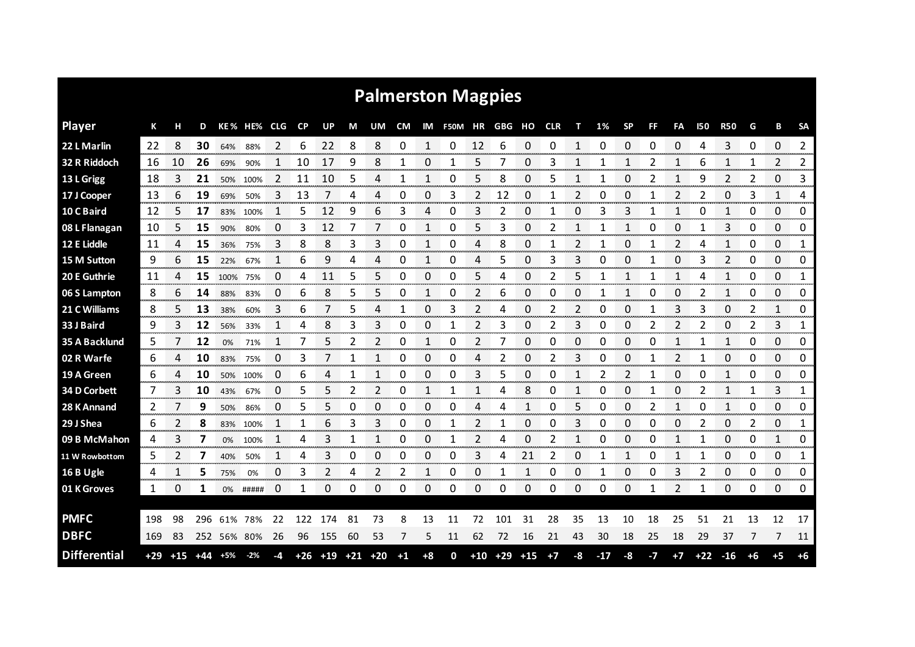# Palmerston Magpies

| Player | K | H | D | KE % | HE% | CLG | CP | UP | M | UM | CM | IM | F50M | HR | GBG | HO | CLR | T | 1% | SP | FF | FA | I50 | R50 | G | B | SA |
|---|---|---|---|---|---|---|---|---|---|---|---|---|---|---|---|---|---|---|---|---|---|---|---|---|---|---|---|
| 22 L Marlin | 22 | 8 | **30** | 64% | 88% | 2 | 6 | 22 | 8 | 8 | 0 | 1 | 0 | 12 | 6 | 0 | 0 | 1 | 0 | 0 | 0 | 0 | 4 | 3 | 0 | 0 | 2 |
| 32 R Riddoch | 16 | 10 | **26** | 69% | 90% | 1 | 10 | 17 | 9 | 8 | 1 | 0 | 1 | 5 | 7 | 0 | 3 | 1 | 1 | 1 | 2 | 1 | 6 | 1 | 1 | 2 | 2 |
| 13 L Grigg | 18 | 3 | **21** | 50% | 100% | 2 | 11 | 10 | 5 | 4 | 1 | 1 | 0 | 5 | 8 | 0 | 5 | 1 | 1 | 0 | 2 | 1 | 9 | 2 | 2 | 0 | 3 |
| 17 J Cooper | 13 | 6 | **19** | 69% | 50% | 3 | 13 | 7 | 4 | 4 | 0 | 0 | 3 | 2 | 12 | 0 | 1 | 2 | 0 | 0 | 1 | 2 | 2 | 0 | 3 | 1 | 4 |
| 10 C Baird | 12 | 5 | **17** | 83% | 100% | 1 | 5 | 12 | 9 | 6 | 3 | 4 | 0 | 3 | 2 | 0 | 1 | 0 | 3 | 3 | 1 | 1 | 0 | 1 | 0 | 0 | 0 |
| 08 L Flanagan | 10 | 5 | **15** | 90% | 80% | 0 | 3 | 12 | 7 | 7 | 0 | 1 | 0 | 5 | 3 | 0 | 2 | 1 | 1 | 1 | 0 | 0 | 1 | 3 | 0 | 0 | 0 |
| 12 E Liddle | 11 | 4 | **15** | 36% | 75% | 3 | 8 | 8 | 3 | 3 | 0 | 1 | 0 | 4 | 8 | 0 | 1 | 2 | 1 | 0 | 1 | 2 | 4 | 1 | 0 | 0 | 1 |
| 15 M Sutton | 9 | 6 | **15** | 22% | 67% | 1 | 6 | 9 | 4 | 4 | 0 | 1 | 0 | 4 | 5 | 0 | 3 | 3 | 0 | 0 | 1 | 0 | 3 | 2 | 0 | 0 | 0 |
| 20 E Guthrie | 11 | 4 | **15** | 100% | 75% | 0 | 4 | 11 | 5 | 5 | 0 | 0 | 0 | 5 | 4 | 0 | 2 | 5 | 1 | 1 | 1 | 1 | 4 | 1 | 0 | 0 | 1 |
| 06 S Lampton | 8 | 6 | **14** | 88% | 83% | 0 | 6 | 8 | 5 | 5 | 0 | 1 | 0 | 2 | 6 | 0 | 0 | 0 | 1 | 1 | 0 | 0 | 2 | 1 | 0 | 0 | 0 |
| 21 C Williams | 8 | 5 | **13** | 38% | 60% | 3 | 6 | 7 | 5 | 4 | 1 | 0 | 3 | 2 | 4 | 0 | 2 | 2 | 0 | 0 | 1 | 3 | 3 | 0 | 2 | 1 | 0 |
| 33 J Baird | 9 | 3 | **12** | 56% | 33% | 1 | 4 | 8 | 3 | 3 | 0 | 0 | 1 | 2 | 3 | 0 | 2 | 3 | 0 | 0 | 2 | 2 | 2 | 0 | 2 | 3 | 1 |
| 35 A Backlund | 5 | 7 | **12** | 0% | 71% | 1 | 7 | 5 | 2 | 2 | 0 | 1 | 0 | 2 | 7 | 0 | 0 | 0 | 0 | 0 | 0 | 1 | 1 | 1 | 0 | 0 | 0 |
| 02 R Warfe | 6 | 4 | **10** | 83% | 75% | 0 | 3 | 7 | 1 | 1 | 0 | 0 | 0 | 4 | 2 | 0 | 2 | 3 | 0 | 0 | 1 | 2 | 1 | 0 | 0 | 0 | 0 |
| 19 A Green | 6 | 4 | **10** | 50% | 100% | 0 | 6 | 4 | 1 | 1 | 0 | 0 | 0 | 3 | 5 | 0 | 0 | 1 | 2 | 2 | 1 | 0 | 0 | 1 | 0 | 0 | 0 |
| 34 D Corbett | 7 | 3 | **10** | 43% | 67% | 0 | 5 | 5 | 2 | 2 | 0 | 1 | 1 | 1 | 4 | 8 | 0 | 1 | 0 | 0 | 1 | 0 | 2 | 1 | 1 | 3 | 1 |
| 28 K Annand | 2 | 7 | **9** | 50% | 86% | 0 | 5 | 5 | 0 | 0 | 0 | 0 | 0 | 4 | 4 | 1 | 0 | 5 | 0 | 0 | 2 | 1 | 0 | 1 | 0 | 0 | 0 |
| 29 J Shea | 6 | 2 | **8** | 83% | 100% | 1 | 1 | 6 | 3 | 3 | 0 | 0 | 1 | 2 | 1 | 0 | 0 | 3 | 0 | 0 | 0 | 0 | 2 | 0 | 2 | 0 | 1 |
| 09 B McMahon | 4 | 3 | **7** | 0% | 100% | 1 | 4 | 3 | 1 | 1 | 0 | 0 | 1 | 2 | 4 | 0 | 2 | 1 | 0 | 0 | 0 | 1 | 1 | 0 | 0 | 1 | 0 |
| 11 W Rowbottom | 5 | 2 | **7** | 40% | 50% | 1 | 4 | 3 | 0 | 0 | 0 | 0 | 0 | 3 | 4 | 21 | 2 | 0 | 1 | 1 | 0 | 1 | 1 | 0 | 0 | 0 | 1 |
| 16 B Ugle | 4 | 1 | **5** | 75% | 0% | 0 | 3 | 2 | 4 | 2 | 2 | 1 | 0 | 0 | 1 | 1 | 0 | 0 | 1 | 0 | 0 | 3 | 2 | 0 | 0 | 0 | 0 |
| 01 K Groves | 1 | 0 | **1** | 0% | ##### | 0 | 1 | 0 | 0 | 0 | 0 | 0 | 0 | 0 | 0 | 0 | 0 | 0 | 0 | 0 | 1 | 2 | 1 | 0 | 0 | 0 | 0 |
| **PMFC** | 198 | 98 | 296 | 61% | 78% | 22 | 122 | 174 | 81 | 73 | 8 | 13 | 11 | 72 | 101 | 31 | 28 | 35 | 13 | 10 | 18 | 25 | 51 | 21 | 13 | 12 | 17 |
| **DBFC** | 169 | 83 | 252 | 56% | 80% | 26 | 96 | 155 | 60 | 53 | 7 | 5 | 11 | 62 | 72 | 16 | 21 | 43 | 30 | 18 | 25 | 18 | 29 | 37 | 7 | 7 | 11 |
| **Differential** | +29 | +15 | +44 | +5% | -2% | -4 | +26 | +19 | +21 | +20 | +1 | +8 | 0 | +10 | +29 | +15 | +7 | -8 | -17 | -8 | -7 | +7 | +22 | -16 | +6 | +5 | +6 |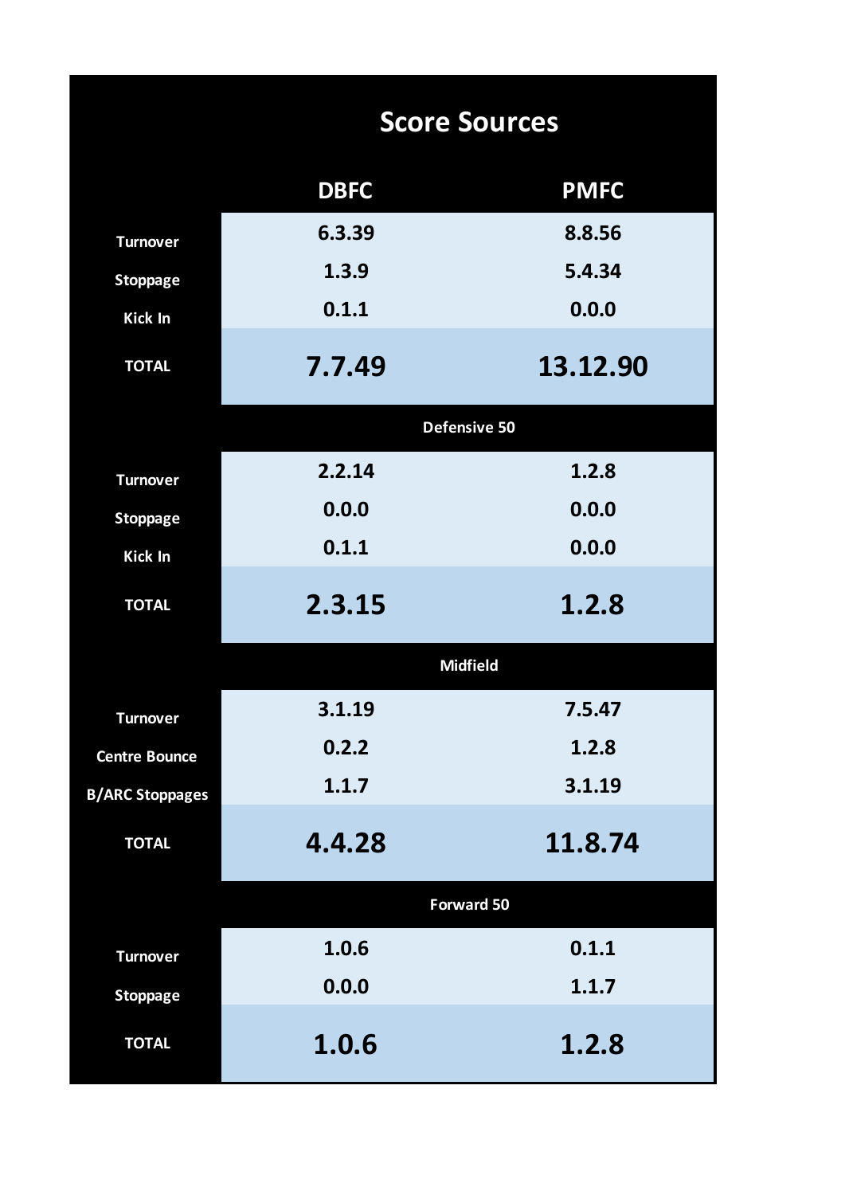# Score Sources

| | DBFC | PMFC |
|---|---|---|
| Turnover | 6.3.39 | 8.8.56 |
| Stoppage | 1.3.9 | 5.4.34 |
| Kick In | 0.1.1 | 0.0.0 |
| **TOTAL** | **7.7.49** | **13.12.90** |
| **Defensive 50** | | |
| Turnover | 2.2.14 | 1.2.8 |
| Stoppage | 0.0.0 | 0.0.0 |
| Kick In | 0.1.1 | 0.0.0 |
| **TOTAL** | **2.3.15** | **1.2.8** |
| **Midfield** | | |
| Turnover | 3.1.19 | 7.5.47 |
| Centre Bounce | 0.2.2 | 1.2.8 |
| B/ARC Stoppages | 1.1.7 | 3.1.19 |
| **TOTAL** | **4.4.28** | **11.8.74** |
| **Forward 50** | | |
| Turnover | 1.0.6 | 0.1.1 |
| Stoppage | 0.0.0 | 1.1.7 |
| **TOTAL** | **1.0.6** | **1.2.8** |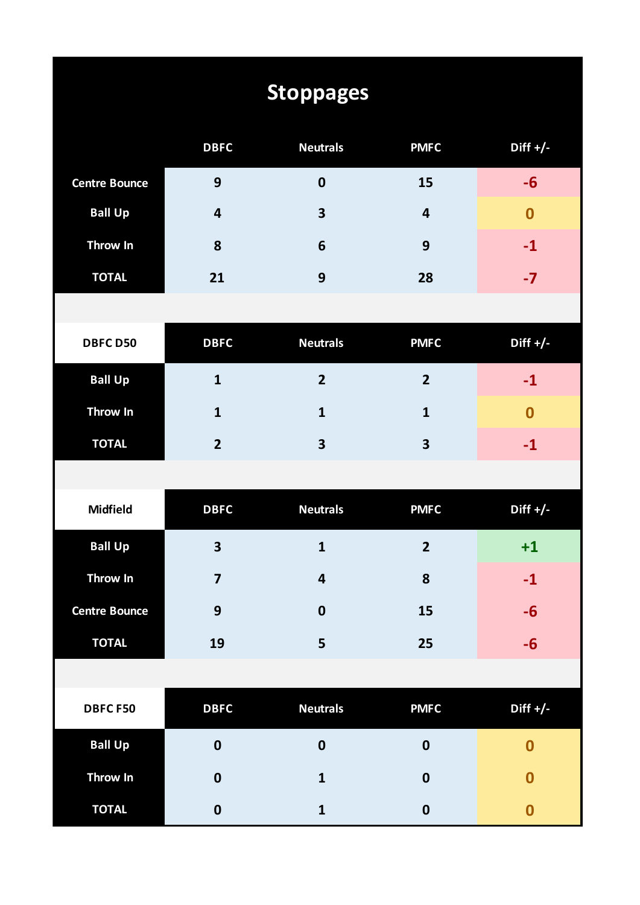# Stoppages

| | DBFC | Neutrals | PMFC | Diff +/- |
|---|---|---|---|---|
| Centre Bounce | 9 | 0 | 15 | -6 |
| Ball Up | 4 | 3 | 4 | 0 |
| Throw In | 8 | 6 | 9 | -1 |
| TOTAL | 21 | 9 | 28 | -7 |

| DBFC D50 | DBFC | Neutrals | PMFC | Diff +/- |
|---|---|---|---|---|
| Ball Up | 1 | 2 | 2 | -1 |
| Throw In | 1 | 1 | 1 | 0 |
| TOTAL | 2 | 3 | 3 | -1 |

| Midfield | DBFC | Neutrals | PMFC | Diff +/- |
|---|---|---|---|---|
| Ball Up | 3 | 1 | 2 | +1 |
| Throw In | 7 | 4 | 8 | -1 |
| Centre Bounce | 9 | 0 | 15 | -6 |
| TOTAL | 19 | 5 | 25 | -6 |

| DBFC F50 | DBFC | Neutrals | PMFC | Diff +/- |
|---|---|---|---|---|
| Ball Up | 0 | 0 | 0 | 0 |
| Throw In | 0 | 1 | 0 | 0 |
| TOTAL | 0 | 1 | 0 | 0 |